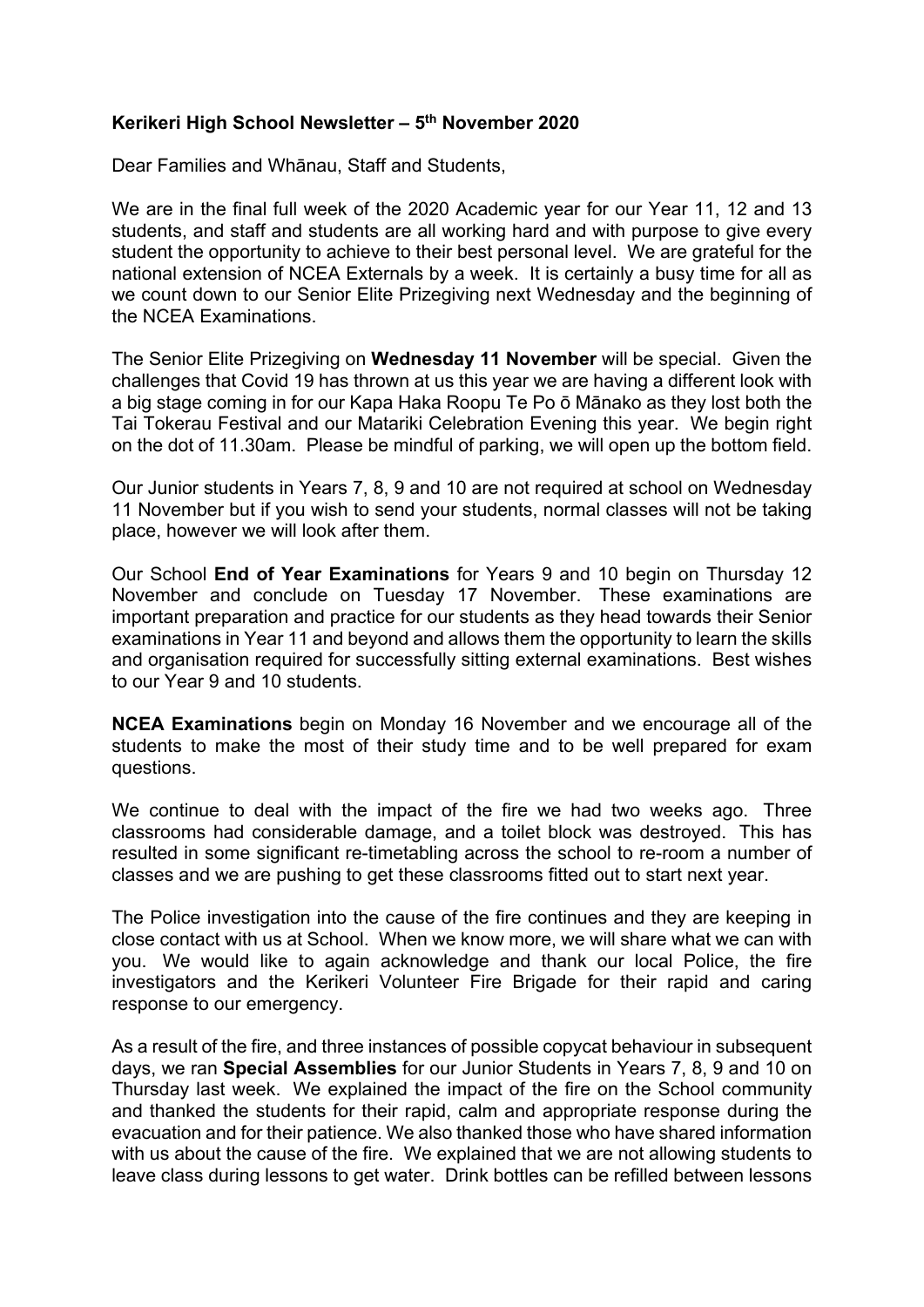**Kerikeri High School Newsletter – 5th November 2020**

Dear Families and Whānau, Staff and Students,

We are in the final full week of the 2020 Academic year for our Year 11, 12 and 13 students, and staff and students are all working hard and with purpose to give every student the opportunity to achieve to their best personal level. We are grateful for the national extension of NCEA Externals by a week. It is certainly a busy time for all as we count down to our Senior Elite Prizegiving next Wednesday and the beginning of the NCEA Examinations.

The Senior Elite Prizegiving on **Wednesday 11 November** will be special. Given the challenges that Covid 19 has thrown at us this year we are having a different look with a big stage coming in for our Kapa Haka Roopu Te Po ō Mānako as they lost both the Tai Tokerau Festival and our Matariki Celebration Evening this year. We begin right on the dot of 11.30am. Please be mindful of parking, we will open up the bottom field.

Our Junior students in Years 7, 8, 9 and 10 are not required at school on Wednesday 11 November but if you wish to send your students, normal classes will not be taking place, however we will look after them.

Our School **End of Year Examinations** for Years 9 and 10 begin on Thursday 12 November and conclude on Tuesday 17 November. These examinations are important preparation and practice for our students as they head towards their Senior examinations in Year 11 and beyond and allows them the opportunity to learn the skills and organisation required for successfully sitting external examinations. Best wishes to our Year 9 and 10 students.

**NCEA Examinations** begin on Monday 16 November and we encourage all of the students to make the most of their study time and to be well prepared for exam questions.

We continue to deal with the impact of the fire we had two weeks ago. Three classrooms had considerable damage, and a toilet block was destroyed. This has resulted in some significant re-timetabling across the school to re-room a number of classes and we are pushing to get these classrooms fitted out to start next year.

The Police investigation into the cause of the fire continues and they are keeping in close contact with us at School. When we know more, we will share what we can with you. We would like to again acknowledge and thank our local Police, the fire investigators and the Kerikeri Volunteer Fire Brigade for their rapid and caring response to our emergency.

As a result of the fire, and three instances of possible copycat behaviour in subsequent days, we ran **Special Assemblies** for our Junior Students in Years 7, 8, 9 and 10 on Thursday last week. We explained the impact of the fire on the School community and thanked the students for their rapid, calm and appropriate response during the evacuation and for their patience. We also thanked those who have shared information with us about the cause of the fire. We explained that we are not allowing students to leave class during lessons to get water. Drink bottles can be refilled between lessons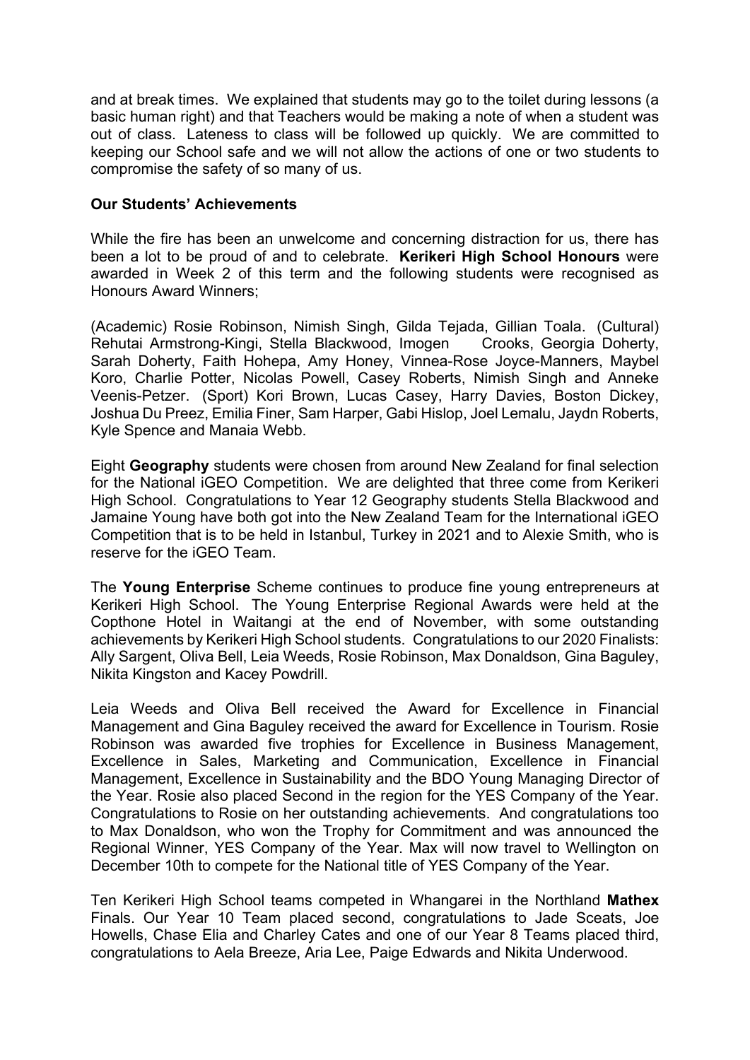and at break times. We explained that students may go to the toilet during lessons (a basic human right) and that Teachers would be making a note of when a student was out of class. Lateness to class will be followed up quickly. We are committed to keeping our School safe and we will not allow the actions of one or two students to compromise the safety of so many of us.

**Our Students' Achievements**

While the fire has been an unwelcome and concerning distraction for us, there has been a lot to be proud of and to celebrate. **Kerikeri High School Honours** were awarded in Week 2 of this term and the following students were recognised as Honours Award Winners;

(Academic) Rosie Robinson, Nimish Singh, Gilda Tejada, Gillian Toala. (Cultural) Rehutai Armstrong-Kingi, Stella Blackwood, Imogen Crooks, Georgia Doherty, Sarah Doherty, Faith Hohepa, Amy Honey, Vinnea-Rose Joyce-Manners, Maybel Koro, Charlie Potter, Nicolas Powell, Casey Roberts, Nimish Singh and Anneke Veenis-Petzer. (Sport) Kori Brown, Lucas Casey, Harry Davies, Boston Dickey, Joshua Du Preez, Emilia Finer, Sam Harper, Gabi Hislop, Joel Lemalu, Jaydn Roberts, Kyle Spence and Manaia Webb.

Eight **Geography** students were chosen from around New Zealand for final selection for the National iGEO Competition. We are delighted that three come from Kerikeri High School. Congratulations to Year 12 Geography students Stella Blackwood and Jamaine Young have both got into the New Zealand Team for the International iGEO Competition that is to be held in Istanbul, Turkey in 2021 and to Alexie Smith, who is reserve for the iGEO Team.

The **Young Enterprise** Scheme continues to produce fine young entrepreneurs at Kerikeri High School. The Young Enterprise Regional Awards were held at the Copthone Hotel in Waitangi at the end of November, with some outstanding achievements by Kerikeri High School students. Congratulations to our 2020 Finalists: Ally Sargent, Oliva Bell, Leia Weeds, Rosie Robinson, Max Donaldson, Gina Baguley, Nikita Kingston and Kacey Powdrill.

Leia Weeds and Oliva Bell received the Award for Excellence in Financial Management and Gina Baguley received the award for Excellence in Tourism. Rosie Robinson was awarded five trophies for Excellence in Business Management, Excellence in Sales, Marketing and Communication, Excellence in Financial Management, Excellence in Sustainability and the BDO Young Managing Director of the Year. Rosie also placed Second in the region for the YES Company of the Year. Congratulations to Rosie on her outstanding achievements. And congratulations too to Max Donaldson, who won the Trophy for Commitment and was announced the Regional Winner, YES Company of the Year. Max will now travel to Wellington on December 10th to compete for the National title of YES Company of the Year.

Ten Kerikeri High School teams competed in Whangarei in the Northland **Mathex** Finals. Our Year 10 Team placed second, congratulations to Jade Sceats, Joe Howells, Chase Elia and Charley Cates and one of our Year 8 Teams placed third, congratulations to Aela Breeze, Aria Lee, Paige Edwards and Nikita Underwood.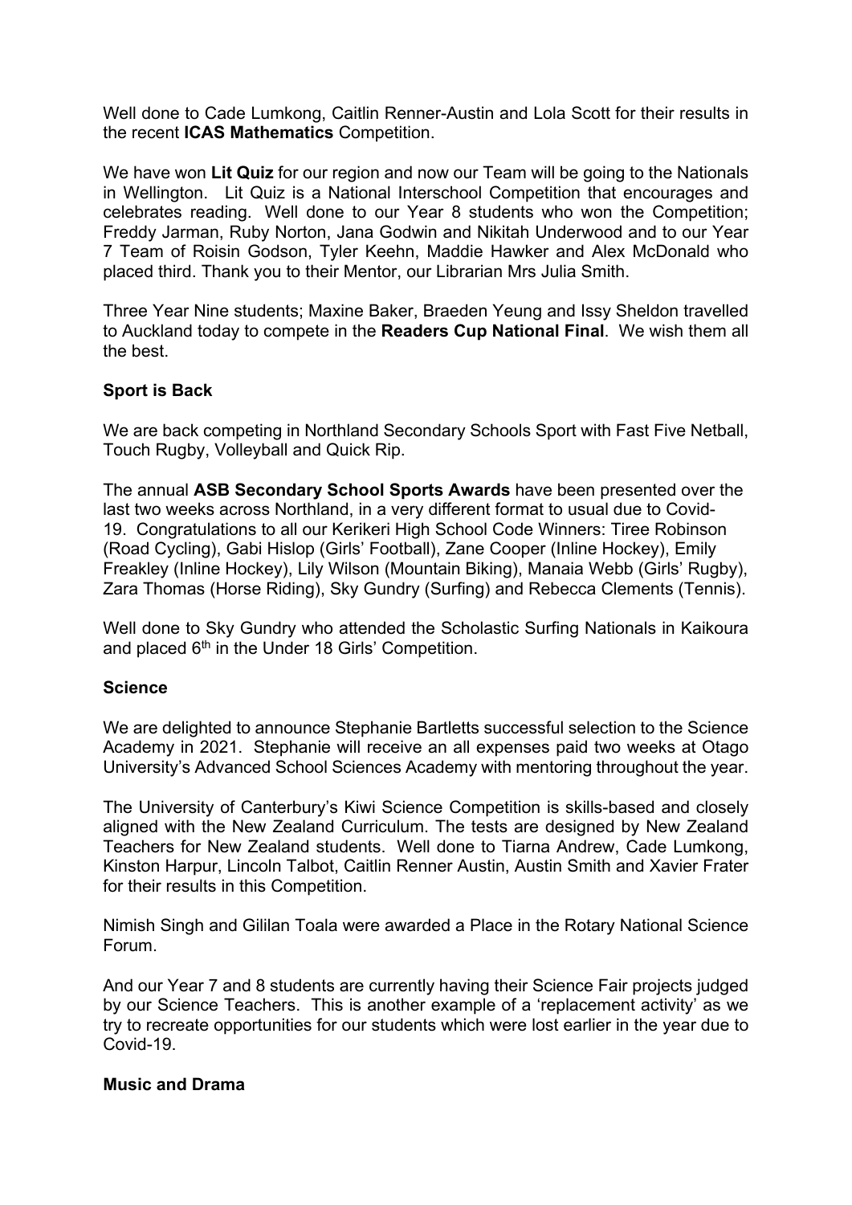Well done to Cade Lumkong, Caitlin Renner-Austin and Lola Scott for their results in the recent **ICAS Mathematics** Competition.

We have won **Lit Quiz** for our region and now our Team will be going to the Nationals in Wellington. Lit Quiz is a National Interschool Competition that encourages and celebrates reading. Well done to our Year 8 students who won the Competition; Freddy Jarman, Ruby Norton, Jana Godwin and Nikitah Underwood and to our Year 7 Team of Roisin Godson, Tyler Keehn, Maddie Hawker and Alex McDonald who placed third. Thank you to their Mentor, our Librarian Mrs Julia Smith.

Three Year Nine students; Maxine Baker, Braeden Yeung and Issy Sheldon travelled to Auckland today to compete in the **Readers Cup National Final**. We wish them all the best.

**Sport is Back**

We are back competing in Northland Secondary Schools Sport with Fast Five Netball, Touch Rugby, Volleyball and Quick Rip.

The annual **ASB Secondary School Sports Awards** have been presented over the last two weeks across Northland, in a very different format to usual due to Covid-19. Congratulations to all our Kerikeri High School Code Winners: Tiree Robinson (Road Cycling), Gabi Hislop (Girls' Football), Zane Cooper (Inline Hockey), Emily Freakley (Inline Hockey), Lily Wilson (Mountain Biking), Manaia Webb (Girls' Rugby), Zara Thomas (Horse Riding), Sky Gundry (Surfing) and Rebecca Clements (Tennis).

Well done to Sky Gundry who attended the Scholastic Surfing Nationals in Kaikoura and placed 6th in the Under 18 Girls' Competition.

**Science**

We are delighted to announce Stephanie Bartletts successful selection to the Science Academy in 2021. Stephanie will receive an all expenses paid two weeks at Otago University's Advanced School Sciences Academy with mentoring throughout the year.

The University of Canterbury's Kiwi Science Competition is skills-based and closely aligned with the New Zealand Curriculum. The tests are designed by New Zealand Teachers for New Zealand students. Well done to Tiarna Andrew, Cade Lumkong, Kinston Harpur, Lincoln Talbot, Caitlin Renner Austin, Austin Smith and Xavier Frater for their results in this Competition.

Nimish Singh and Gililan Toala were awarded a Place in the Rotary National Science Forum.

And our Year 7 and 8 students are currently having their Science Fair projects judged by our Science Teachers. This is another example of a 'replacement activity' as we try to recreate opportunities for our students which were lost earlier in the year due to Covid-19.

**Music and Drama**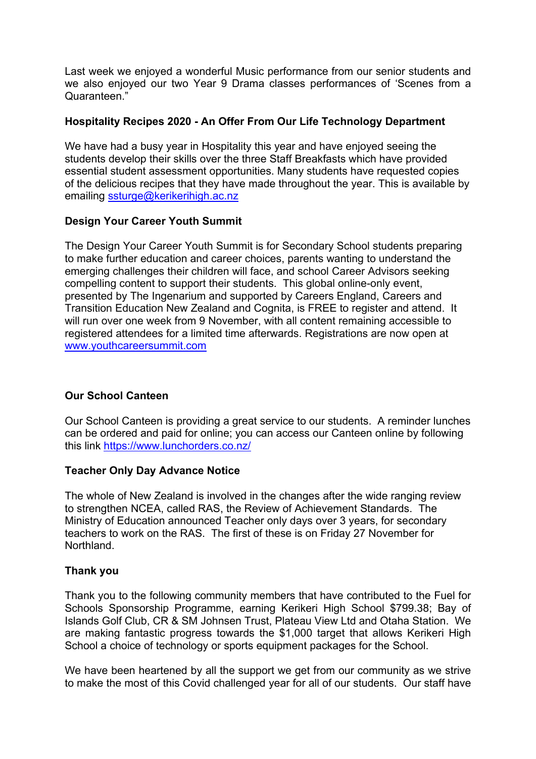Last week we enjoyed a wonderful Music performance from our senior students and we also enjoyed our two Year 9 Drama classes performances of 'Scenes from a Quaranteen."

**Hospitality Recipes 2020 - An Offer From Our Life Technology Department**

We have had a busy year in Hospitality this year and have enjoyed seeing the students develop their skills over the three Staff Breakfasts which have provided essential student assessment opportunities. Many students have requested copies of the delicious recipes that they have made throughout the year. This is available by emailing ssturge@kerikerihigh.ac.nz

**Design Your Career Youth Summit**

The Design Your Career Youth Summit is for Secondary School students preparing to make further education and career choices, parents wanting to understand the emerging challenges their children will face, and school Career Advisors seeking compelling content to support their students. This global online-only event, presented by The Ingenarium and supported by Careers England, Careers and Transition Education New Zealand and Cognita, is FREE to register and attend. It will run over one week from 9 November, with all content remaining accessible to registered attendees for a limited time afterwards. Registrations are now open at www.youthcareersummit.com

**Our School Canteen**

Our School Canteen is providing a great service to our students. A reminder lunches can be ordered and paid for online; you can access our Canteen online by following this link https://www.lunchorders.co.nz/

**Teacher Only Day Advance Notice**

The whole of New Zealand is involved in the changes after the wide ranging review to strengthen NCEA, called RAS, the Review of Achievement Standards. The Ministry of Education announced Teacher only days over 3 years, for secondary teachers to work on the RAS. The first of these is on Friday 27 November for Northland.

**Thank you**

Thank you to the following community members that have contributed to the Fuel for Schools Sponsorship Programme, earning Kerikeri High School $799.38; Bay of Islands Golf Club, CR & SM Johnsen Trust, Plateau View Ltd and Otaha Station. We are making fantastic progress towards the $1,000 target that allows Kerikeri High School a choice of technology or sports equipment packages for the School.

We have been heartened by all the support we get from our community as we strive to make the most of this Covid challenged year for all of our students. Our staff have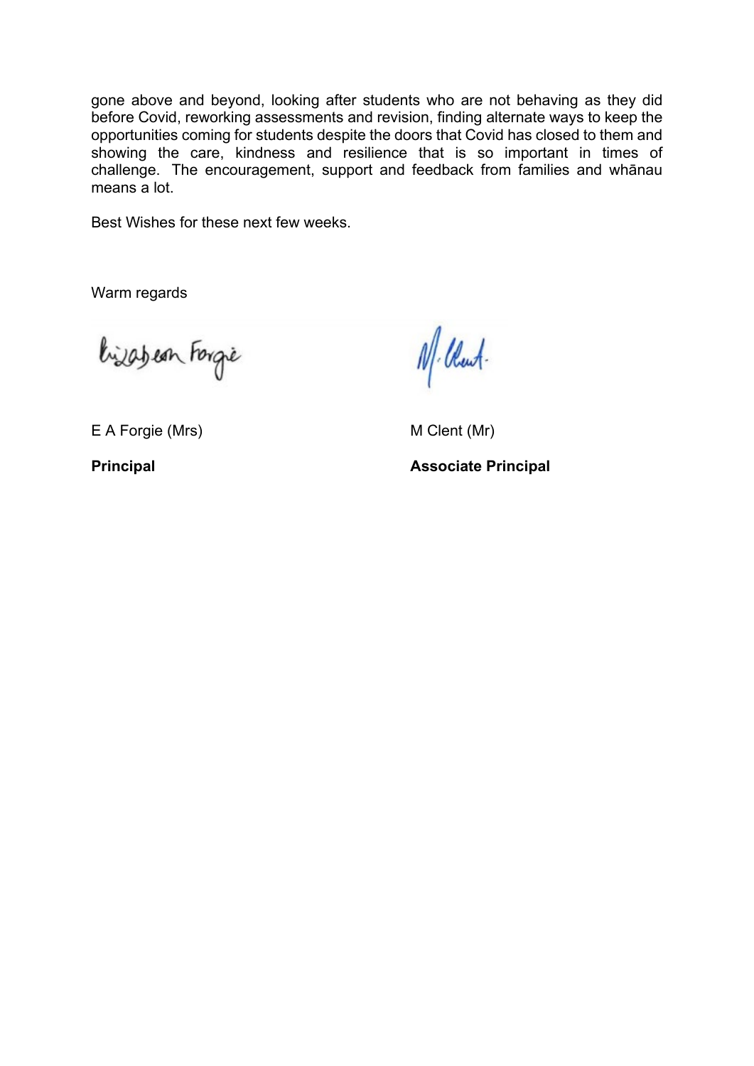gone above and beyond, looking after students who are not behaving as they did before Covid, reworking assessments and revision, finding alternate ways to keep the opportunities coming for students despite the doors that Covid has closed to them and showing the care, kindness and resilience that is so important in times of challenge. The encouragement, support and feedback from families and whānau means a lot.

Best Wishes for these next few weeks.

Warm regards

E A Forgie (Mrs)

**Principal**

M Clent (Mr)

**Associate Principal**